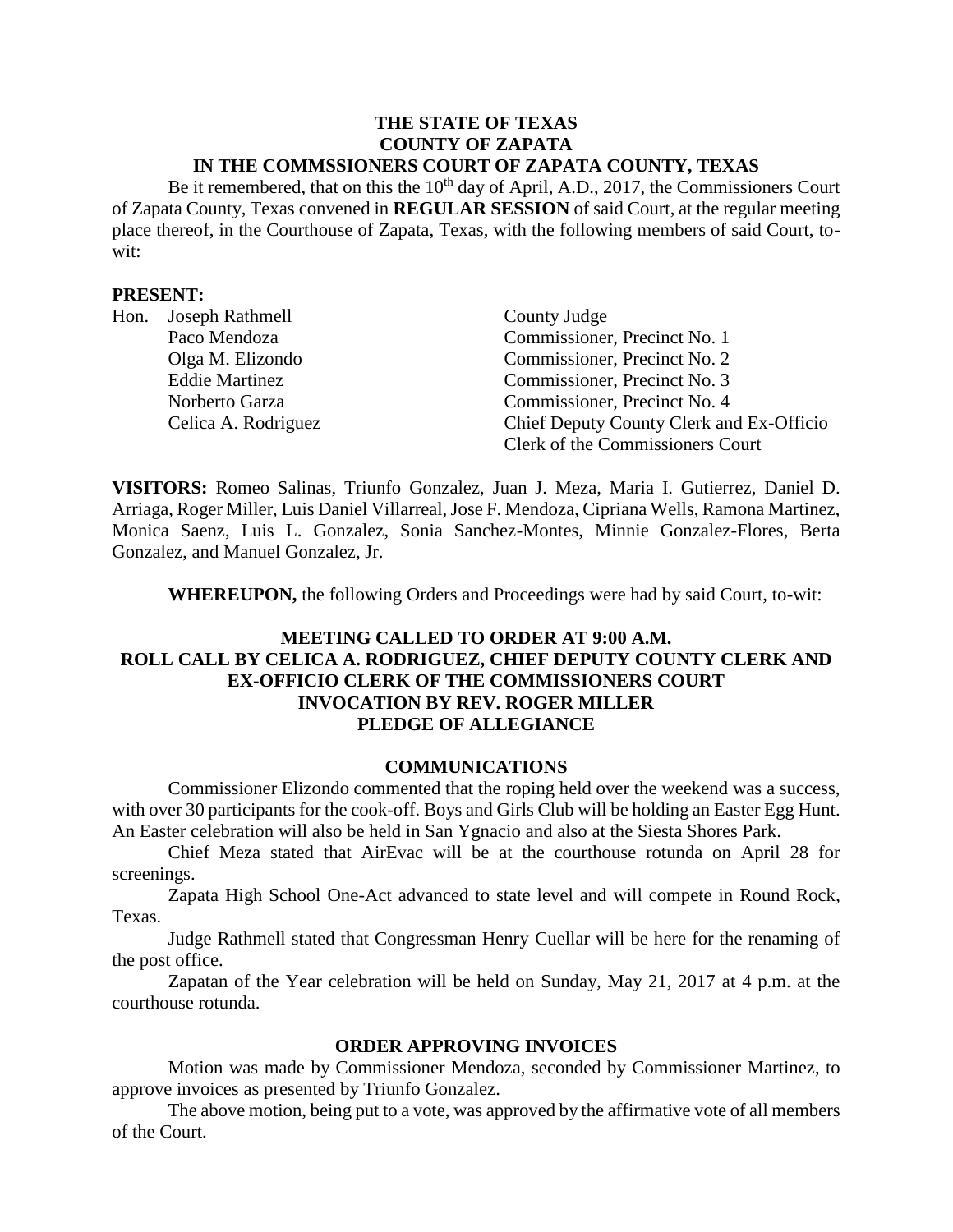**THE STATE OF TEXAS**
**COUNTY OF ZAPATA**
**IN THE COMMSSIONERS COURT OF ZAPATA COUNTY, TEXAS**

Be it remembered, that on this the 10th day of April, A.D., 2017, the Commissioners Court of Zapata County, Texas convened in **REGULAR SESSION** of said Court, at the regular meeting place thereof, in the Courthouse of Zapata, Texas, with the following members of said Court, to-wit:

**PRESENT:**

| | | |
|---|---|---|
| Hon. | Joseph Rathmell | County Judge |
| | Paco Mendoza | Commissioner, Precinct No. 1 |
| | Olga M. Elizondo | Commissioner, Precinct No. 2 |
| | Eddie Martinez | Commissioner, Precinct No. 3 |
| | Norberto Garza | Commissioner, Precinct No. 4 |
| | Celica A. Rodriguez | Chief Deputy County Clerk and Ex-Officio Clerk of the Commissioners Court |

**VISITORS:** Romeo Salinas, Triunfo Gonzalez, Juan J. Meza, Maria I. Gutierrez, Daniel D. Arriaga, Roger Miller, Luis Daniel Villarreal, Jose F. Mendoza, Cipriana Wells, Ramona Martinez, Monica Saenz, Luis L. Gonzalez, Sonia Sanchez-Montes, Minnie Gonzalez-Flores, Berta Gonzalez, and Manuel Gonzalez, Jr.

**WHEREUPON,** the following Orders and Proceedings were had by said Court, to-wit:

**MEETING CALLED TO ORDER AT 9:00 A.M.**
**ROLL CALL BY CELICA A. RODRIGUEZ, CHIEF DEPUTY COUNTY CLERK AND EX-OFFICIO CLERK OF THE COMMISSIONERS COURT**
**INVOCATION BY REV. ROGER MILLER**
**PLEDGE OF ALLEGIANCE**

## COMMUNICATIONS

Commissioner Elizondo commented that the roping held over the weekend was a success, with over 30 participants for the cook-off. Boys and Girls Club will be holding an Easter Egg Hunt. An Easter celebration will also be held in San Ygnacio and also at the Siesta Shores Park.

Chief Meza stated that AirEvac will be at the courthouse rotunda on April 28 for screenings.

Zapata High School One-Act advanced to state level and will compete in Round Rock, Texas.

Judge Rathmell stated that Congressman Henry Cuellar will be here for the renaming of the post office.

Zapatan of the Year celebration will be held on Sunday, May 21, 2017 at 4 p.m. at the courthouse rotunda.

## ORDER APPROVING INVOICES

Motion was made by Commissioner Mendoza, seconded by Commissioner Martinez, to approve invoices as presented by Triunfo Gonzalez.

The above motion, being put to a vote, was approved by the affirmative vote of all members of the Court.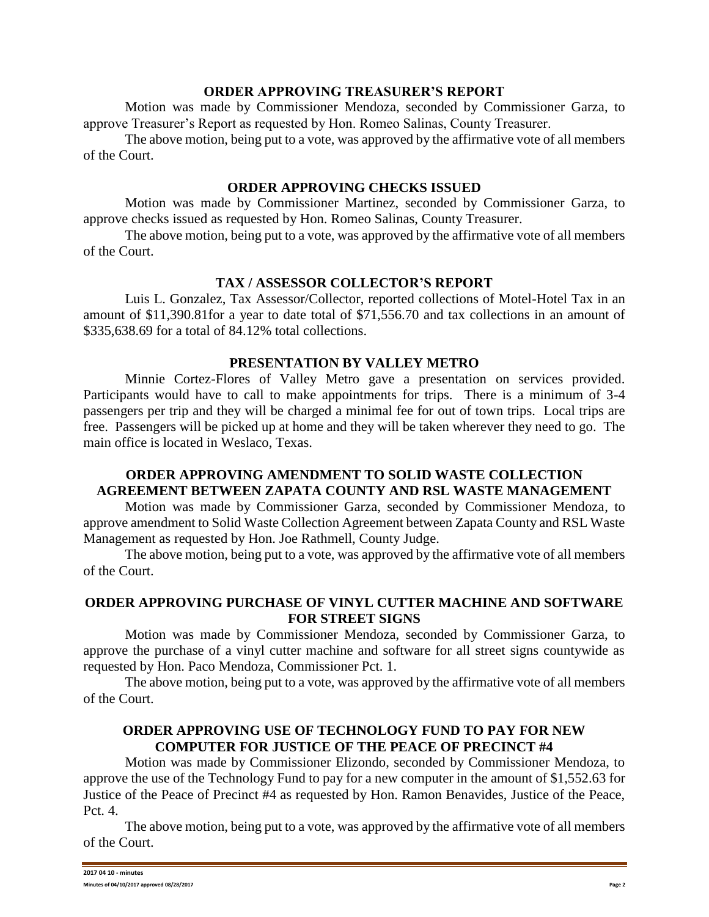## ORDER APPROVING TREASURER'S REPORT

Motion was made by Commissioner Mendoza, seconded by Commissioner Garza, to approve Treasurer's Report as requested by Hon. Romeo Salinas, County Treasurer.

The above motion, being put to a vote, was approved by the affirmative vote of all members of the Court.

## ORDER APPROVING CHECKS ISSUED

Motion was made by Commissioner Martinez, seconded by Commissioner Garza, to approve checks issued as requested by Hon. Romeo Salinas, County Treasurer.

The above motion, being put to a vote, was approved by the affirmative vote of all members of the Court.

## TAX / ASSESSOR COLLECTOR'S REPORT

Luis L. Gonzalez, Tax Assessor/Collector, reported collections of Motel-Hotel Tax in an amount of $11,390.81for a year to date total of $71,556.70 and tax collections in an amount of $335,638.69 for a total of 84.12% total collections.

## PRESENTATION BY VALLEY METRO

Minnie Cortez-Flores of Valley Metro gave a presentation on services provided. Participants would have to call to make appointments for trips. There is a minimum of 3-4 passengers per trip and they will be charged a minimal fee for out of town trips. Local trips are free. Passengers will be picked up at home and they will be taken wherever they need to go. The main office is located in Weslaco, Texas.

## ORDER APPROVING AMENDMENT TO SOLID WASTE COLLECTION AGREEMENT BETWEEN ZAPATA COUNTY AND RSL WASTE MANAGEMENT

Motion was made by Commissioner Garza, seconded by Commissioner Mendoza, to approve amendment to Solid Waste Collection Agreement between Zapata County and RSL Waste Management as requested by Hon. Joe Rathmell, County Judge.

The above motion, being put to a vote, was approved by the affirmative vote of all members of the Court.

## ORDER APPROVING PURCHASE OF VINYL CUTTER MACHINE AND SOFTWARE FOR STREET SIGNS

Motion was made by Commissioner Mendoza, seconded by Commissioner Garza, to approve the purchase of a vinyl cutter machine and software for all street signs countywide as requested by Hon. Paco Mendoza, Commissioner Pct. 1.

The above motion, being put to a vote, was approved by the affirmative vote of all members of the Court.

## ORDER APPROVING USE OF TECHNOLOGY FUND TO PAY FOR NEW COMPUTER FOR JUSTICE OF THE PEACE OF PRECINCT #4

Motion was made by Commissioner Elizondo, seconded by Commissioner Mendoza, to approve the use of the Technology Fund to pay for a new computer in the amount of $1,552.63 for Justice of the Peace of Precinct #4 as requested by Hon. Ramon Benavides, Justice of the Peace, Pct. 4.

The above motion, being put to a vote, was approved by the affirmative vote of all members of the Court.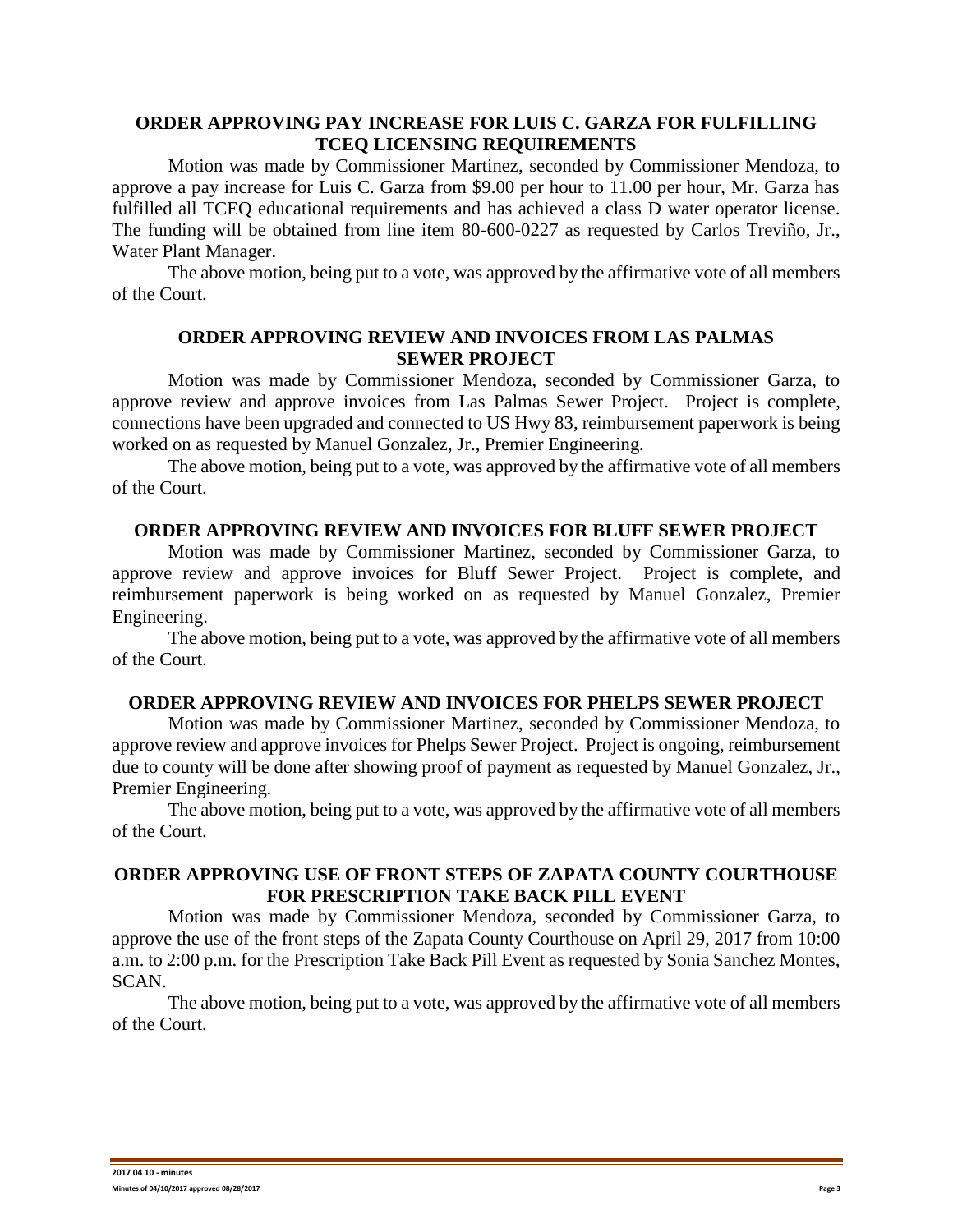## ORDER APPROVING PAY INCREASE FOR LUIS C. GARZA FOR FULFILLING TCEQ LICENSING REQUIREMENTS

Motion was made by Commissioner Martinez, seconded by Commissioner Mendoza, to approve a pay increase for Luis C. Garza from $9.00 per hour to 11.00 per hour, Mr. Garza has fulfilled all TCEQ educational requirements and has achieved a class D water operator license. The funding will be obtained from line item 80-600-0227 as requested by Carlos Treviño, Jr., Water Plant Manager.

The above motion, being put to a vote, was approved by the affirmative vote of all members of the Court.

## ORDER APPROVING REVIEW AND INVOICES FROM LAS PALMAS SEWER PROJECT

Motion was made by Commissioner Mendoza, seconded by Commissioner Garza, to approve review and approve invoices from Las Palmas Sewer Project. Project is complete, connections have been upgraded and connected to US Hwy 83, reimbursement paperwork is being worked on as requested by Manuel Gonzalez, Jr., Premier Engineering.

The above motion, being put to a vote, was approved by the affirmative vote of all members of the Court.

## ORDER APPROVING REVIEW AND INVOICES FOR BLUFF SEWER PROJECT

Motion was made by Commissioner Martinez, seconded by Commissioner Garza, to approve review and approve invoices for Bluff Sewer Project. Project is complete, and reimbursement paperwork is being worked on as requested by Manuel Gonzalez, Premier Engineering.

The above motion, being put to a vote, was approved by the affirmative vote of all members of the Court.

## ORDER APPROVING REVIEW AND INVOICES FOR PHELPS SEWER PROJECT

Motion was made by Commissioner Martinez, seconded by Commissioner Mendoza, to approve review and approve invoices for Phelps Sewer Project. Project is ongoing, reimbursement due to county will be done after showing proof of payment as requested by Manuel Gonzalez, Jr., Premier Engineering.

The above motion, being put to a vote, was approved by the affirmative vote of all members of the Court.

## ORDER APPROVING USE OF FRONT STEPS OF ZAPATA COUNTY COURTHOUSE FOR PRESCRIPTION TAKE BACK PILL EVENT

Motion was made by Commissioner Mendoza, seconded by Commissioner Garza, to approve the use of the front steps of the Zapata County Courthouse on April 29, 2017 from 10:00 a.m. to 2:00 p.m. for the Prescription Take Back Pill Event as requested by Sonia Sanchez Montes, SCAN.

The above motion, being put to a vote, was approved by the affirmative vote of all members of the Court.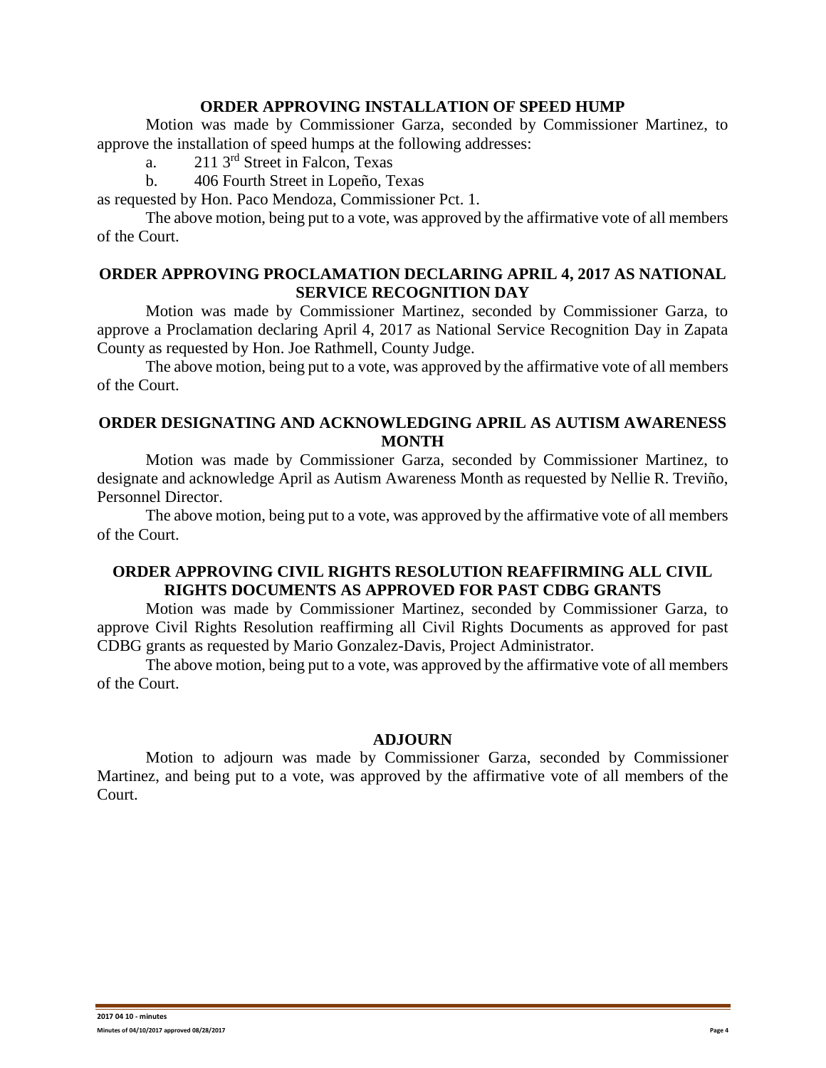## ORDER APPROVING INSTALLATION OF SPEED HUMP

Motion was made by Commissioner Garza, seconded by Commissioner Martinez, to approve the installation of speed humps at the following addresses:

a. 211 3rd Street in Falcon, Texas

b. 406 Fourth Street in Lopeño, Texas

as requested by Hon. Paco Mendoza, Commissioner Pct. 1.

The above motion, being put to a vote, was approved by the affirmative vote of all members of the Court.

## ORDER APPROVING PROCLAMATION DECLARING APRIL 4, 2017 AS NATIONAL SERVICE RECOGNITION DAY

Motion was made by Commissioner Martinez, seconded by Commissioner Garza, to approve a Proclamation declaring April 4, 2017 as National Service Recognition Day in Zapata County as requested by Hon. Joe Rathmell, County Judge.

The above motion, being put to a vote, was approved by the affirmative vote of all members of the Court.

## ORDER DESIGNATING AND ACKNOWLEDGING APRIL AS AUTISM AWARENESS MONTH

Motion was made by Commissioner Garza, seconded by Commissioner Martinez, to designate and acknowledge April as Autism Awareness Month as requested by Nellie R. Treviño, Personnel Director.

The above motion, being put to a vote, was approved by the affirmative vote of all members of the Court.

## ORDER APPROVING CIVIL RIGHTS RESOLUTION REAFFIRMING ALL CIVIL RIGHTS DOCUMENTS AS APPROVED FOR PAST CDBG GRANTS

Motion was made by Commissioner Martinez, seconded by Commissioner Garza, to approve Civil Rights Resolution reaffirming all Civil Rights Documents as approved for past CDBG grants as requested by Mario Gonzalez-Davis, Project Administrator.

The above motion, being put to a vote, was approved by the affirmative vote of all members of the Court.

## ADJOURN

Motion to adjourn was made by Commissioner Garza, seconded by Commissioner Martinez, and being put to a vote, was approved by the affirmative vote of all members of the Court.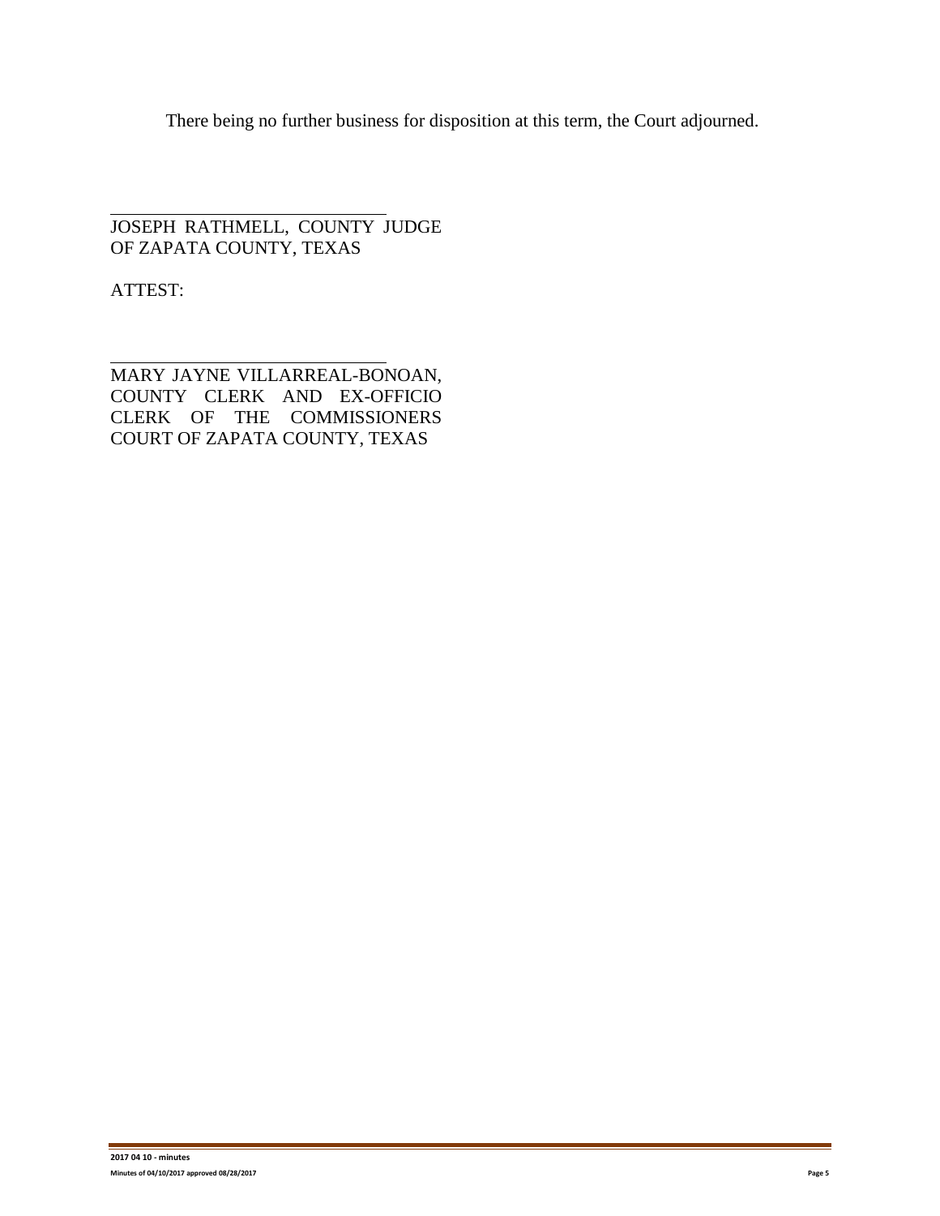There being no further business for disposition at this term, the Court adjourned.

\_\_\_\_\_\_\_\_\_\_\_\_\_\_\_\_\_\_\_\_\_\_\_\_\_\_\_\_\_\_

JOSEPH RATHMELL, COUNTY JUDGE OF ZAPATA COUNTY, TEXAS

ATTEST:

\_\_\_\_\_\_\_\_\_\_\_\_\_\_\_\_\_\_\_\_\_\_\_\_\_\_\_\_\_\_

MARY JAYNE VILLARREAL-BONOAN, COUNTY CLERK AND EX-OFFICIO CLERK OF THE COMMISSIONERS COURT OF ZAPATA COUNTY, TEXAS